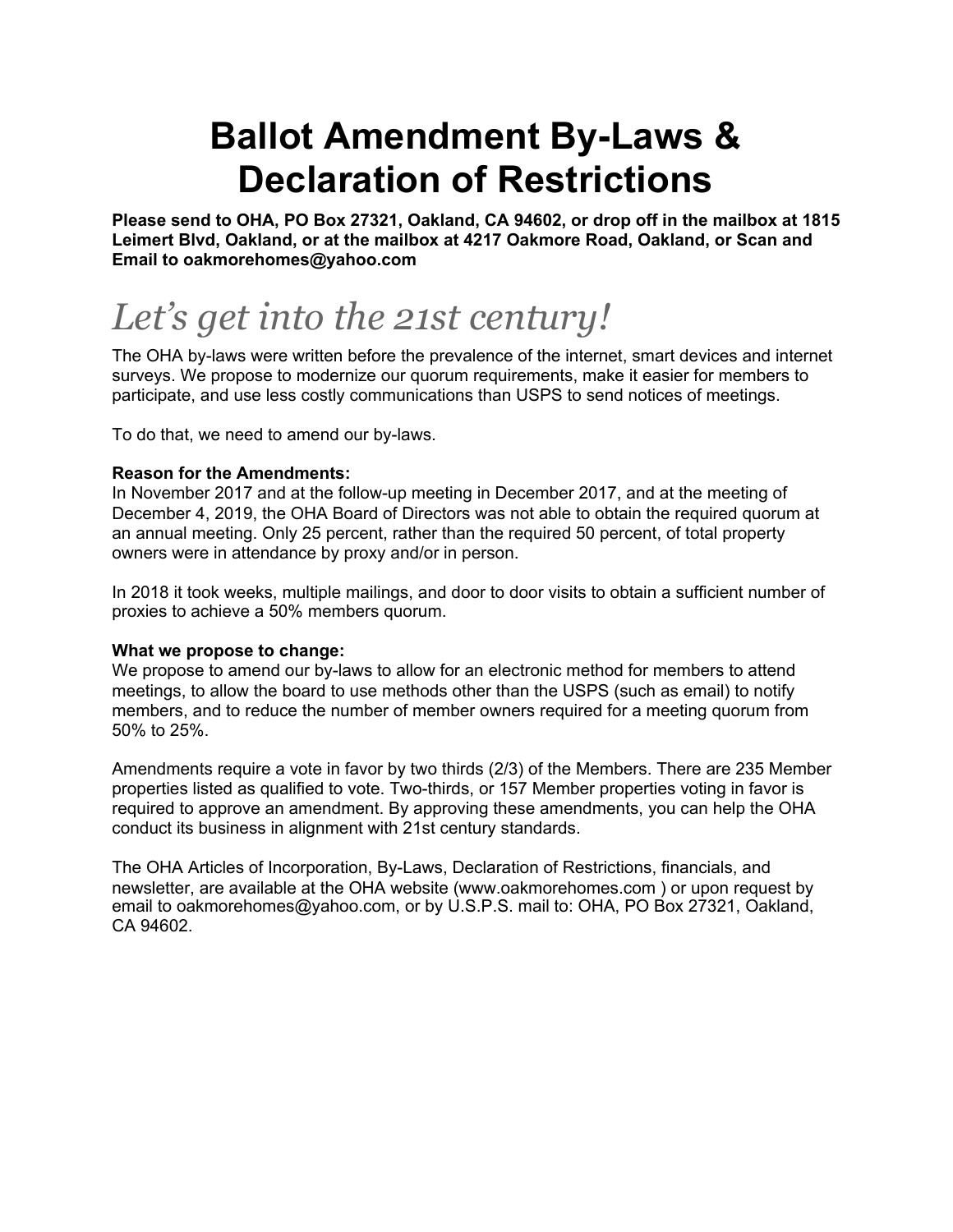# Ballot Amendment By-Laws & Declaration of Restrictions

**Please send to OHA, PO Box 27321, Oakland, CA 94602, or drop off in the mailbox at 1815 Leimert Blvd, Oakland, or at the mailbox at 4217 Oakmore Road, Oakland, or Scan and Email to oakmorehomes@yahoo.com**

## *Let's get into the 21st century!*

The OHA by-laws were written before the prevalence of the internet, smart devices and internet surveys. We propose to modernize our quorum requirements, make it easier for members to participate, and use less costly communications than USPS to send notices of meetings.

To do that, we need to amend our by-laws.

**Reason for the Amendments:**
In November 2017 and at the follow-up meeting in December 2017, and at the meeting of December 4, 2019, the OHA Board of Directors was not able to obtain the required quorum at an annual meeting. Only 25 percent, rather than the required 50 percent, of total property owners were in attendance by proxy and/or in person.

In 2018 it took weeks, multiple mailings, and door to door visits to obtain a sufficient number of proxies to achieve a 50% members quorum.

**What we propose to change:**
We propose to amend our by-laws to allow for an electronic method for members to attend meetings, to allow the board to use methods other than the USPS (such as email) to notify members, and to reduce the number of member owners required for a meeting quorum from 50% to 25%.

Amendments require a vote in favor by two thirds (2/3) of the Members. There are 235 Member properties listed as qualified to vote. Two-thirds, or 157 Member properties voting in favor is required to approve an amendment. By approving these amendments, you can help the OHA conduct its business in alignment with 21st century standards.

The OHA Articles of Incorporation, By-Laws, Declaration of Restrictions, financials, and newsletter, are available at the OHA website (www.oakmorehomes.com ) or upon request by email to oakmorehomes@yahoo.com, or by U.S.P.S. mail to: OHA, PO Box 27321, Oakland, CA 94602.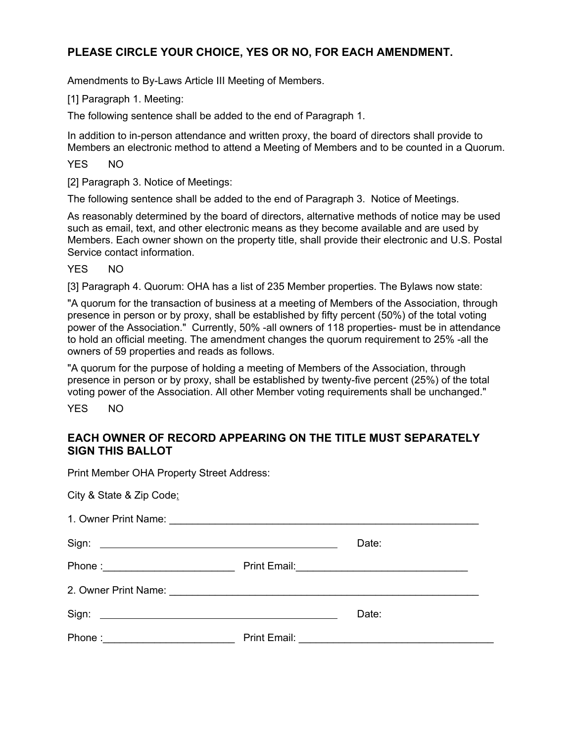**PLEASE CIRCLE YOUR CHOICE, YES OR NO, FOR EACH AMENDMENT.**

Amendments to By-Laws Article III Meeting of Members.

[1] Paragraph 1. Meeting:

The following sentence shall be added to the end of Paragraph 1.

In addition to in-person attendance and written proxy, the board of directors shall provide to Members an electronic method to attend a Meeting of Members and to be counted in a Quorum.

YES NO

[2] Paragraph 3. Notice of Meetings:

The following sentence shall be added to the end of Paragraph 3. Notice of Meetings.

As reasonably determined by the board of directors, alternative methods of notice may be used such as email, text, and other electronic means as they become available and are used by Members. Each owner shown on the property title, shall provide their electronic and U.S. Postal Service contact information.

YES NO

[3] Paragraph 4. Quorum: OHA has a list of 235 Member properties. The Bylaws now state:

"A quorum for the transaction of business at a meeting of Members of the Association, through presence in person or by proxy, shall be established by fifty percent (50%) of the total voting power of the Association." Currently, 50% -all owners of 118 properties- must be in attendance to hold an official meeting. The amendment changes the quorum requirement to 25% -all the owners of 59 properties and reads as follows.

"A quorum for the purpose of holding a meeting of Members of the Association, through presence in person or by proxy, shall be established by twenty-five percent (25%) of the total voting power of the Association. All other Member voting requirements shall be unchanged."

YES NO

**EACH OWNER OF RECORD APPEARING ON THE TITLE MUST SEPARATELY SIGN THIS BALLOT**

Print Member OHA Property Street Address:

City & State & Zip Code:

1. Owner Print Name: ______________________________________________

Sign: ____________________________________ Date:

Phone :____________________ Print Email:__________________________

2. Owner Print Name: ______________________________________________

Sign: ____________________________________ Date:

Phone :____________________ Print Email: ______________________________